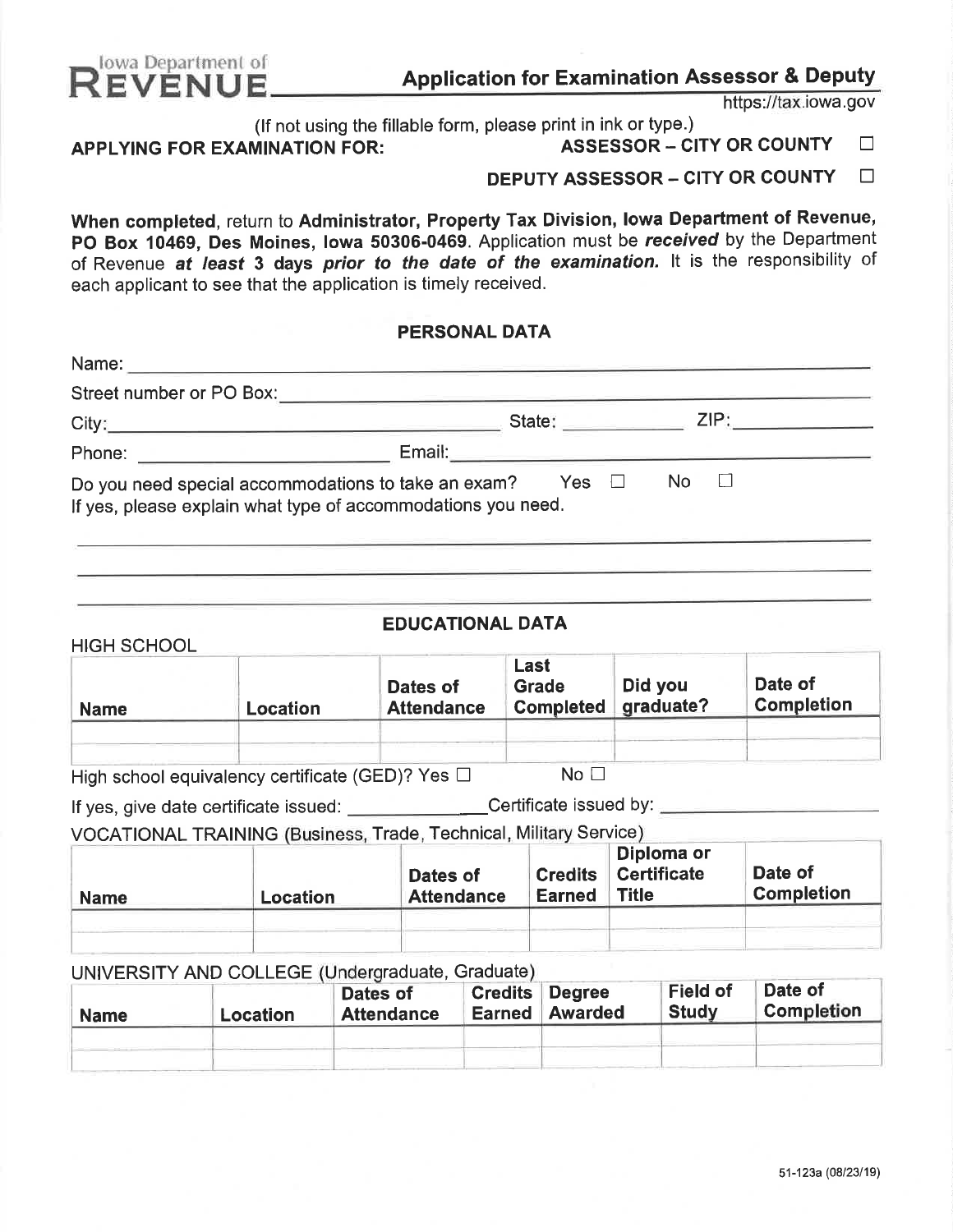Iowa Department of **REVENUE**

# Application for Examination Assessor & Deputy

https://tax.iowa.gov

(If not using the fillable form, please print in ink or type.)

**APPLYING FOR EXAMINATION FOR:** **ASSESSOR – CITY OR COUNTY** ☐

**DEPUTY ASSESSOR – CITY OR COUNTY** ☐

**When completed**, return to **Administrator, Property Tax Division, Iowa Department of Revenue, PO Box 10469, Des Moines, Iowa 50306-0469**. Application must be ***received*** by the Department of Revenue ***at least* 3 days *prior to the date of the examination.*** It is the responsibility of each applicant to see that the application is timely received.

## PERSONAL DATA

Name: ______________________________

Street number or PO Box: ______________________________

City: ______________________ State: __________ ZIP: __________

Phone: ______________________ Email: ______________________

Do you need special accommodations to take an exam? Yes ☐ No ☐

If yes, please explain what type of accommodations you need.

______________________________

______________________________

______________________________

## EDUCATIONAL DATA

HIGH SCHOOL

| Name | Location | Dates of Attendance | Last Grade Completed | Did you graduate? | Date of Completion |
|---|---|---|---|---|---|
| | | | | | |
| | | | | | |

High school equivalency certificate (GED)? Yes ☐ No ☐

If yes, give date certificate issued: ______________ Certificate issued by: ______________

VOCATIONAL TRAINING (Business, Trade, Technical, Military Service)

| Name | Location | Dates of Attendance | Credits Earned | Diploma or Certificate Title | Date of Completion |
|---|---|---|---|---|---|
| | | | | | |
| | | | | | |

UNIVERSITY AND COLLEGE (Undergraduate, Graduate)

| Name | Location | Dates of Attendance | Credits Earned | Degree Awarded | Field of Study | Date of Completion |
|---|---|---|---|---|---|---|
| | | | | | | |
| | | | | | | |

51-123a (08/23/19)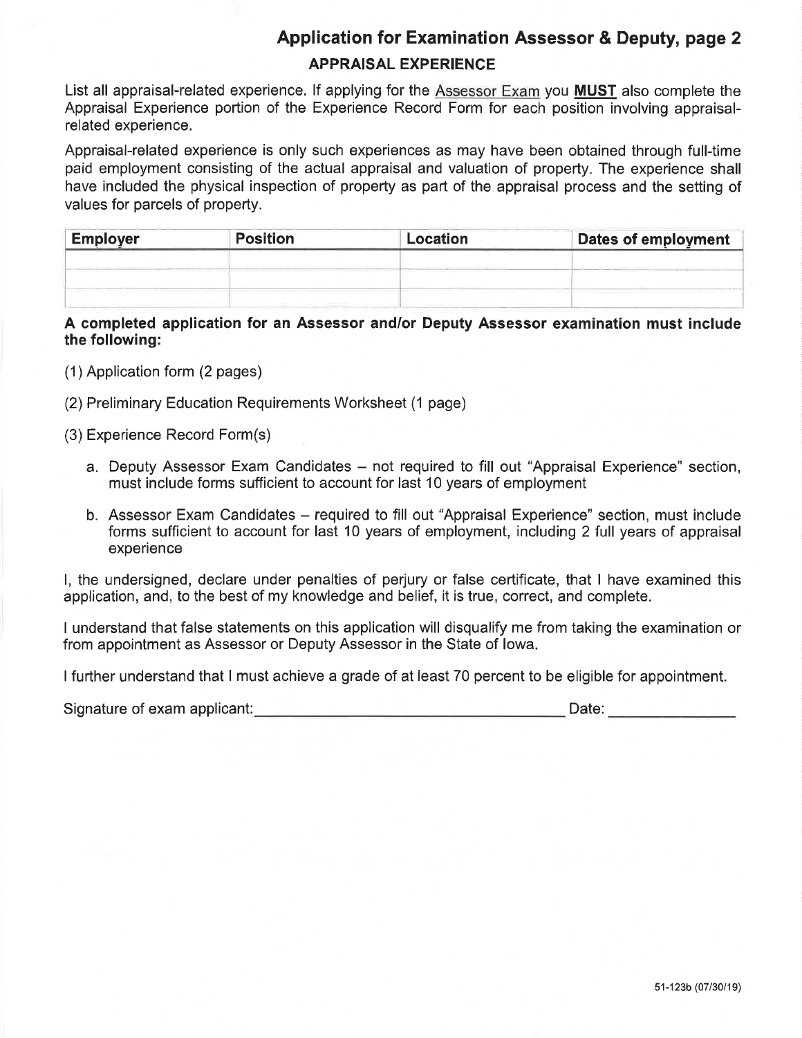## Application for Examination Assessor & Deputy, page 2

### APPRAISAL EXPERIENCE

List all appraisal-related experience. If applying for the Assessor Exam you **MUST** also complete the Appraisal Experience portion of the Experience Record Form for each position involving appraisal-related experience.

Appraisal-related experience is only such experiences as may have been obtained through full-time paid employment consisting of the actual appraisal and valuation of property. The experience shall have included the physical inspection of property as part of the appraisal process and the setting of values for parcels of property.

| Employer | Position | Location | Dates of employment |
|---|---|---|---|
| | | | |
| | | | |
| | | | |

**A completed application for an Assessor and/or Deputy Assessor examination must include the following:**

(1) Application form (2 pages)

(2) Preliminary Education Requirements Worksheet (1 page)

(3) Experience Record Form(s)

a. Deputy Assessor Exam Candidates – not required to fill out "Appraisal Experience" section, must include forms sufficient to account for last 10 years of employment

b. Assessor Exam Candidates – required to fill out "Appraisal Experience" section, must include forms sufficient to account for last 10 years of employment, including 2 full years of appraisal experience

I, the undersigned, declare under penalties of perjury or false certificate, that I have examined this application, and, to the best of my knowledge and belief, it is true, correct, and complete.

I understand that false statements on this application will disqualify me from taking the examination or from appointment as Assessor or Deputy Assessor in the State of Iowa.

I further understand that I must achieve a grade of at least 70 percent to be eligible for appointment.

Signature of exam applicant: ______________________________ Date: ______________

51-123b (07/30/19)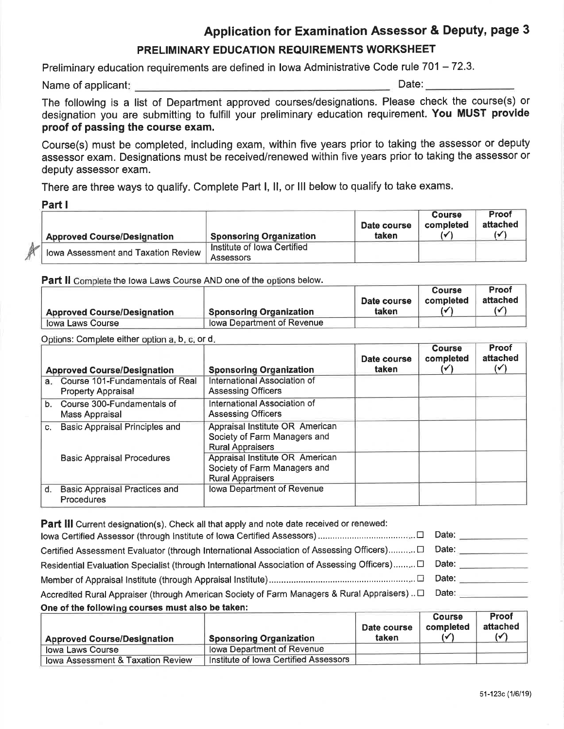## Application for Examination Assessor & Deputy, page 3

### PRELIMINARY EDUCATION REQUIREMENTS WORKSHEET

Preliminary education requirements are defined in Iowa Administrative Code rule 701 – 72.3.

Name of applicant: ______________________________ Date: ______________

The following is a list of Department approved courses/designations. Please check the course(s) or designation you are submitting to fulfill your preliminary education requirement. **You MUST provide proof of passing the course exam.**

Course(s) must be completed, including exam, within five years prior to taking the assessor or deputy assessor exam. Designations must be received/renewed within five years prior to taking the assessor or deputy assessor exam.

There are three ways to qualify. Complete Part I, II, or III below to qualify to take exams.

**Part I**

| Approved Course/Designation | Sponsoring Organization | Date course taken | Course completed (✓) | Proof attached (✓) |
|---|---|---|---|---|
| Iowa Assessment and Taxation Review | Institute of Iowa Certified Assessors | | | |

**Part II** Complete the Iowa Laws Course AND one of the options below.

| Approved Course/Designation | Sponsoring Organization | Date course taken | Course completed (✓) | Proof attached (✓) |
|---|---|---|---|---|
| Iowa Laws Course | Iowa Department of Revenue | | | |

Options: Complete either option a, b, c, or d.

| Approved Course/Designation | Sponsoring Organization | Date course taken | Course completed (✓) | Proof attached (✓) |
|---|---|---|---|---|
| a. Course 101-Fundamentals of Real Property Appraisal | International Association of Assessing Officers | | | |
| b. Course 300-Fundamentals of Mass Appraisal | International Association of Assessing Officers | | | |
| c. Basic Appraisal Principles and | Appraisal Institute OR American Society of Farm Managers and Rural Appraisers | | | |
| Basic Appraisal Procedures | Appraisal Institute OR American Society of Farm Managers and Rural Appraisers | | | |
| d. Basic Appraisal Practices and Procedures | Iowa Department of Revenue | | | |

**Part III** Current designation(s). Check all that apply and note date received or renewed:

- Iowa Certified Assessor (through Institute of Iowa Certified Assessors) ☐ Date: ______________
- Certified Assessment Evaluator (through International Association of Assessing Officers) ☐ Date: ______________
- Residential Evaluation Specialist (through International Association of Assessing Officers) ☐ Date: ______________
- Member of Appraisal Institute (through Appraisal Institute) ☐ Date: ______________
- Accredited Rural Appraiser (through American Society of Farm Managers & Rural Appraisers) ☐ Date: ______________

**One of the following courses must also be taken:**

| Approved Course/Designation | Sponsoring Organization | Date course taken | Course completed (✓) | Proof attached (✓) |
|---|---|---|---|---|
| Iowa Laws Course | Iowa Department of Revenue | | | |
| Iowa Assessment & Taxation Review | Institute of Iowa Certified Assessors | | | |

51-123c (1/6/19)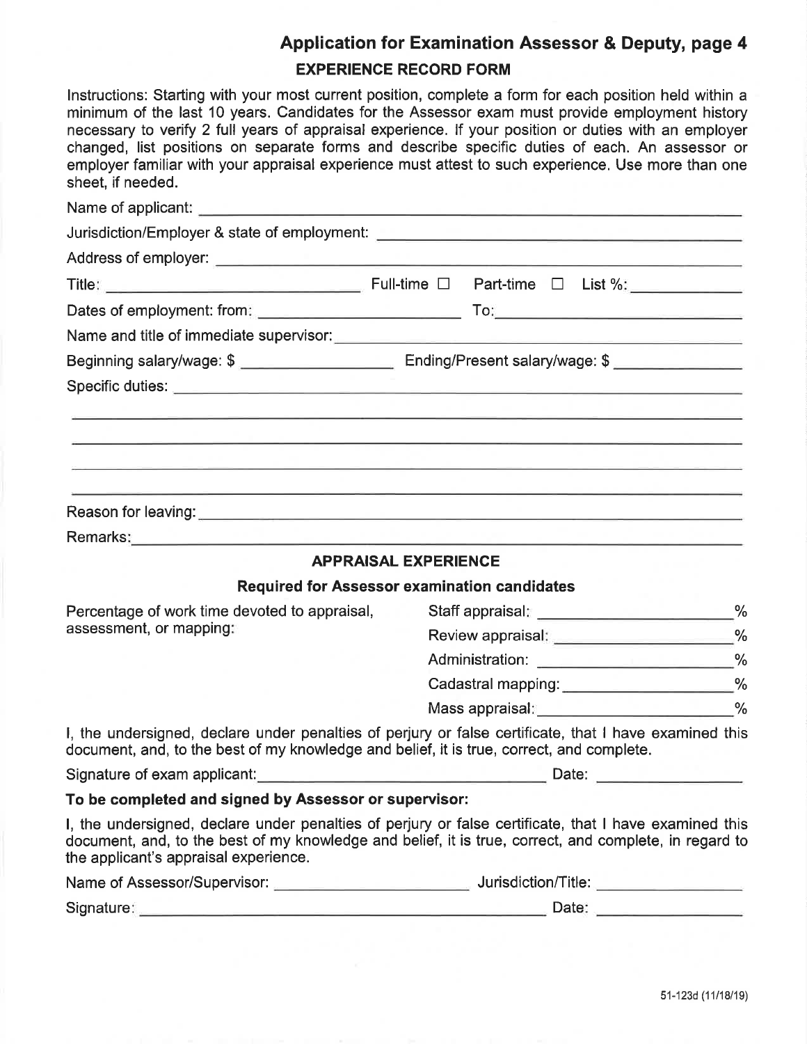## Application for Examination Assessor & Deputy, page 4

### EXPERIENCE RECORD FORM

Instructions: Starting with your most current position, complete a form for each position held within a minimum of the last 10 years. Candidates for the Assessor exam must provide employment history necessary to verify 2 full years of appraisal experience. If your position or duties with an employer changed, list positions on separate forms and describe specific duties of each. An assessor or employer familiar with your appraisal experience must attest to such experience. Use more than one sheet, if needed.

Name of applicant: ______________________________

Jurisdiction/Employer & state of employment: ______________________________

Address of employer: ______________________________

Title: ______________ Full-time ☐ Part-time ☐ List %: __________

Dates of employment: from: ______________ To: ______________

Name and title of immediate supervisor: ______________________________

Beginning salary/wage: $ ______________ Ending/Present salary/wage: $ ______________

Specific duties: ______________________________

______________________________

______________________________

______________________________

______________________________

Reason for leaving: ______________________________

Remarks: ______________________________

### APPRAISAL EXPERIENCE

**Required for Assessor examination candidates**

Percentage of work time devoted to appraisal, assessment, or mapping:

- Staff appraisal: __________ %
- Review appraisal: __________ %
- Administration: __________ %
- Cadastral mapping: __________ %
- Mass appraisal: __________ %

I, the undersigned, declare under penalties of perjury or false certificate, that I have examined this document, and, to the best of my knowledge and belief, it is true, correct, and complete.

Signature of exam applicant: ______________________ Date: __________

**To be completed and signed by Assessor or supervisor:**

I, the undersigned, declare under penalties of perjury or false certificate, that I have examined this document, and, to the best of my knowledge and belief, it is true, correct, and complete, in regard to the applicant's appraisal experience.

Name of Assessor/Supervisor: ______________ Jurisdiction/Title: ______________

Signature: ______________________ Date: __________

51-123d (11/18/19)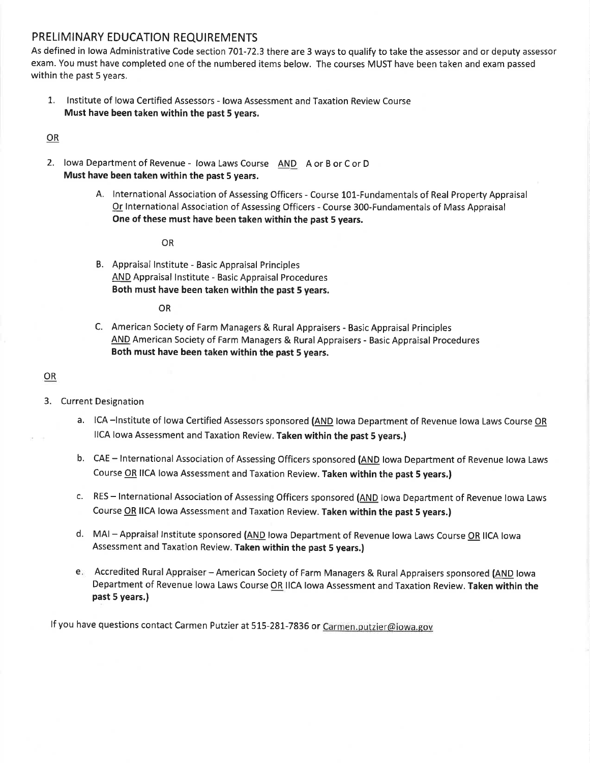## PRELIMINARY EDUCATION REQUIREMENTS

As defined in Iowa Administrative Code section 701-72.3 there are 3 ways to qualify to take the assessor and or deputy assessor exam. You must have completed one of the numbered items below. The courses MUST have been taken and exam passed within the past 5 years.

1. Institute of Iowa Certified Assessors - Iowa Assessment and Taxation Review Course
   **Must have been taken within the past 5 years.**

<u>OR</u>

2. Iowa Department of Revenue - Iowa Laws Course <u>AND</u> A or B or C or D
   **Must have been taken within the past 5 years.**

   A. International Association of Assessing Officers - Course 101-Fundamentals of Real Property Appraisal <u>Or</u> International Association of Assessing Officers - Course 300-Fundamentals of Mass Appraisal
   **One of these must have been taken within the past 5 years.**

   OR

   B. Appraisal Institute - Basic Appraisal Principles
   <u>AND</u> Appraisal Institute - Basic Appraisal Procedures
   **Both must have been taken within the past 5 years.**

   OR

   C. American Society of Farm Managers & Rural Appraisers - Basic Appraisal Principles
   <u>AND</u> American Society of Farm Managers & Rural Appraisers - Basic Appraisal Procedures
   **Both must have been taken within the past 5 years.**

<u>OR</u>

3. Current Designation

   a. ICA –Institute of Iowa Certified Assessors sponsored **(**<u>AND</u> Iowa Department of Revenue Iowa Laws Course <u>OR</u> IICA Iowa Assessment and Taxation Review. **Taken within the past 5 years.)**

   b. CAE – International Association of Assessing Officers sponsored **(**<u>AND</u> Iowa Department of Revenue Iowa Laws Course <u>OR</u> IICA Iowa Assessment and Taxation Review. **Taken within the past 5 years.)**

   c. RES – International Association of Assessing Officers sponsored **(**<u>AND</u> Iowa Department of Revenue Iowa Laws Course <u>OR</u> IICA Iowa Assessment and Taxation Review. **Taken within the past 5 years.)**

   d. MAI – Appraisal Institute sponsored **(**<u>AND</u> Iowa Department of Revenue Iowa Laws Course <u>OR</u> IICA Iowa Assessment and Taxation Review. **Taken within the past 5 years.)**

   e. Accredited Rural Appraiser – American Society of Farm Managers & Rural Appraisers sponsored **(**<u>AND</u> Iowa Department of Revenue Iowa Laws Course <u>OR</u> IICA Iowa Assessment and Taxation Review. **Taken within the past 5 years.)**

If you have questions contact Carmen Putzier at 515-281-7836 or Carmen.putzier@iowa.gov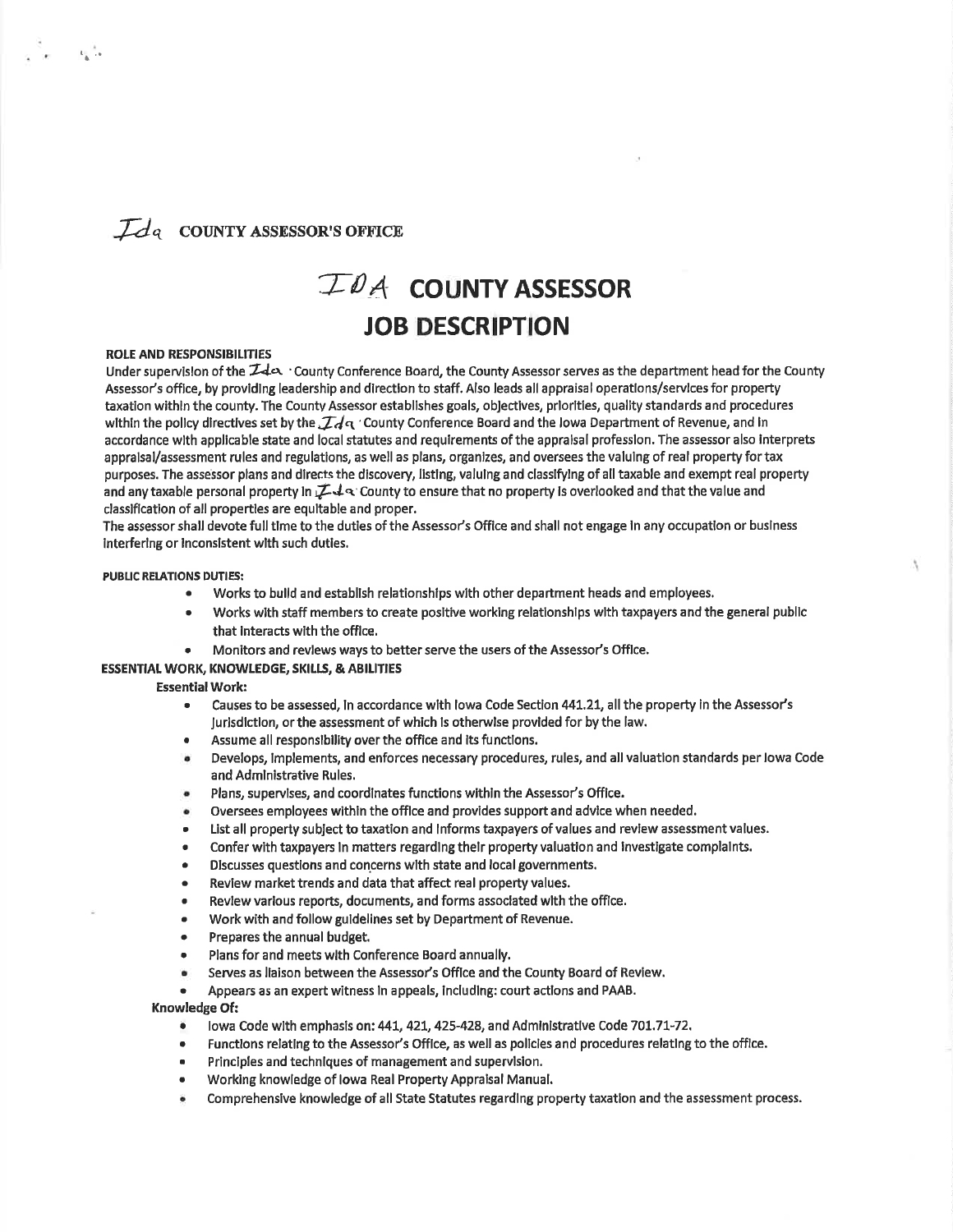Ida COUNTY ASSESSOR'S OFFICE

# IDA COUNTY ASSESSOR JOB DESCRIPTION

**ROLE AND RESPONSIBILITIES**

Under supervision of the Ida County Conference Board, the County Assessor serves as the department head for the County Assessor's office, by providing leadership and direction to staff. Also leads all appraisal operations/services for property taxation within the county. The County Assessor establishes goals, objectives, priorities, quality standards and procedures within the policy directives set by the Ida County Conference Board and the Iowa Department of Revenue, and in accordance with applicable state and local statutes and requirements of the appraisal profession. The assessor also interprets appraisal/assessment rules and regulations, as well as plans, organizes, and oversees the valuing of real property for tax purposes. The assessor plans and directs the discovery, listing, valuing and classifying of all taxable and exempt real property and any taxable personal property in Ida County to ensure that no property is overlooked and that the value and classification of all properties are equitable and proper.

The assessor shall devote full time to the duties of the Assessor's Office and shall not engage in any occupation or business interfering or inconsistent with such duties.

**PUBLIC RELATIONS DUTIES:**

- Works to build and establish relationships with other department heads and employees.
- Works with staff members to create positive working relationships with taxpayers and the general public that interacts with the office.
- Monitors and reviews ways to better serve the users of the Assessor's Office.

**ESSENTIAL WORK, KNOWLEDGE, SKILLS, & ABILITIES**

**Essential Work:**

- Causes to be assessed, in accordance with Iowa Code Section 441.21, all the property in the Assessor's jurisdiction, or the assessment of which is otherwise provided for by the law.
- Assume all responsibility over the office and its functions.
- Develops, implements, and enforces necessary procedures, rules, and all valuation standards per Iowa Code and Administrative Rules.
- Plans, supervises, and coordinates functions within the Assessor's Office.
- Oversees employees within the office and provides support and advice when needed.
- List all property subject to taxation and informs taxpayers of values and review assessment values.
- Confer with taxpayers in matters regarding their property valuation and investigate complaints.
- Discusses questions and concerns with state and local governments.
- Review market trends and data that affect real property values.
- Review various reports, documents, and forms associated with the office.
- Work with and follow guidelines set by Department of Revenue.
- Prepares the annual budget.
- Plans for and meets with Conference Board annually.
- Serves as liaison between the Assessor's Office and the County Board of Review.
- Appears as an expert witness in appeals, including: court actions and PAAB.

**Knowledge Of:**

- Iowa Code with emphasis on: 441, 421, 425-428, and Administrative Code 701.71-72.
- Functions relating to the Assessor's Office, as well as policies and procedures relating to the office.
- Principles and techniques of management and supervision.
- Working knowledge of Iowa Real Property Appraisal Manual.
- Comprehensive knowledge of all State Statutes regarding property taxation and the assessment process.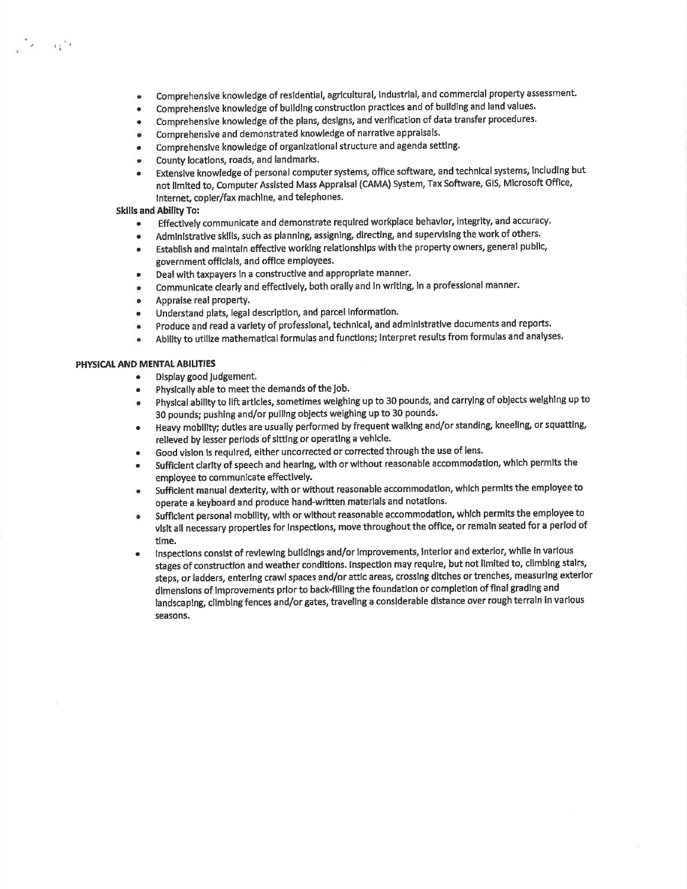- Comprehensive knowledge of residential, agricultural, industrial, and commercial property assessment.
- Comprehensive knowledge of building construction practices and of building and land values.
- Comprehensive knowledge of the plans, designs, and verification of data transfer procedures.
- Comprehensive and demonstrated knowledge of narrative appraisals.
- Comprehensive knowledge of organizational structure and agenda setting.
- County locations, roads, and landmarks.
- Extensive knowledge of personal computer systems, office software, and technical systems, including but not limited to, Computer Assisted Mass Appraisal (CAMA) System, Tax Software, GIS, Microsoft Office, Internet, copier/fax machine, and telephones.

**Skills and Ability To:**

- Effectively communicate and demonstrate required workplace behavior, integrity, and accuracy.
- Administrative skills, such as planning, assigning, directing, and supervising the work of others.
- Establish and maintain effective working relationships with the property owners, general public, government officials, and office employees.
- Deal with taxpayers in a constructive and appropriate manner.
- Communicate clearly and effectively, both orally and in writing, in a professional manner.
- Appraise real property.
- Understand plats, legal description, and parcel information.
- Produce and read a variety of professional, technical, and administrative documents and reports.
- Ability to utilize mathematical formulas and functions; interpret results from formulas and analyses.

**PHYSICAL AND MENTAL ABILITIES**

- Display good judgement.
- Physically able to meet the demands of the job.
- Physical ability to lift articles, sometimes weighing up to 30 pounds, and carrying of objects weighing up to 30 pounds; pushing and/or pulling objects weighing up to 30 pounds.
- Heavy mobility; duties are usually performed by frequent walking and/or standing, kneeling, or squatting, relieved by lesser periods of sitting or operating a vehicle.
- Good vision is required, either uncorrected or corrected through the use of lens.
- Sufficient clarity of speech and hearing, with or without reasonable accommodation, which permits the employee to communicate effectively.
- Sufficient manual dexterity, with or without reasonable accommodation, which permits the employee to operate a keyboard and produce hand-written materials and notations.
- Sufficient personal mobility, with or without reasonable accommodation, which permits the employee to visit all necessary properties for inspections, move throughout the office, or remain seated for a period of time.
- Inspections consist of reviewing buildings and/or improvements, interior and exterior, while in various stages of construction and weather conditions. Inspection may require, but not limited to, climbing stairs, steps, or ladders, entering crawl spaces and/or attic areas, crossing ditches or trenches, measuring exterior dimensions of improvements prior to back-filling the foundation or completion of final grading and landscaping, climbing fences and/or gates, traveling a considerable distance over rough terrain in various seasons.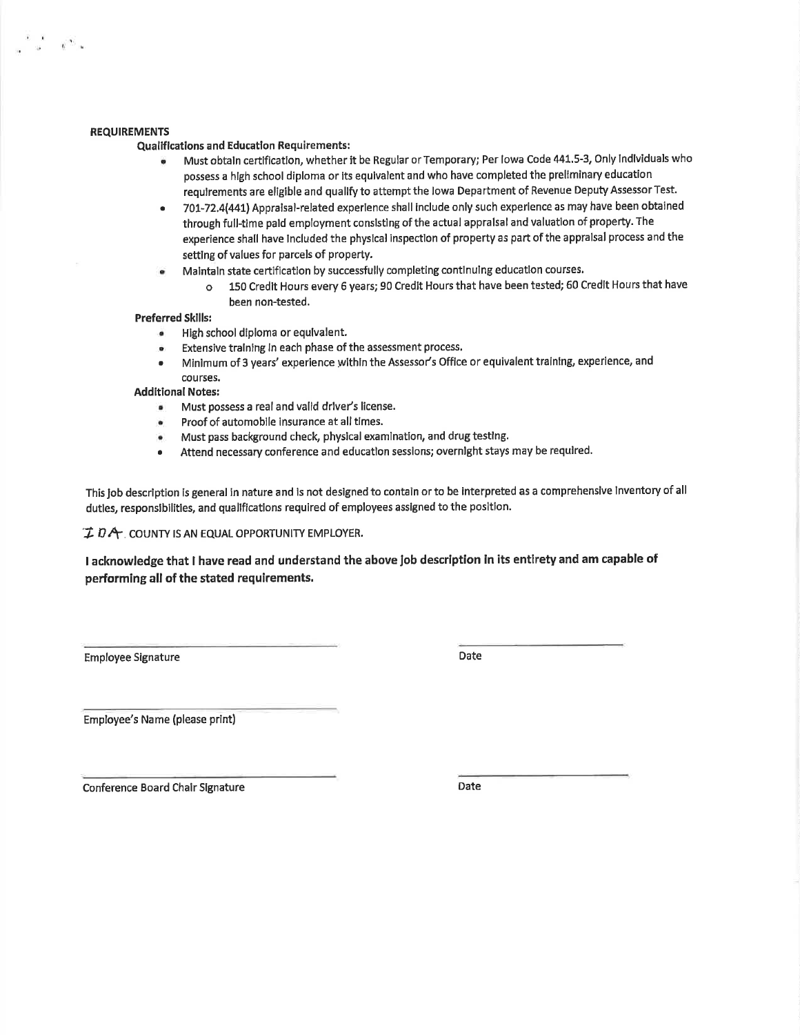**REQUIREMENTS**

**Qualifications and Education Requirements:**

- Must obtain certification, whether it be Regular or Temporary; Per Iowa Code 441.5-3, Only individuals who possess a high school diploma or its equivalent and who have completed the preliminary education requirements are eligible and qualify to attempt the Iowa Department of Revenue Deputy Assessor Test.
- 701-72.4(441) Appraisal-related experience shall include only such experience as may have been obtained through full-time paid employment consisting of the actual appraisal and valuation of property. The experience shall have included the physical inspection of property as part of the appraisal process and the setting of values for parcels of property.
- Maintain state certification by successfully completing continuing education courses.
  - 150 Credit Hours every 6 years; 90 Credit Hours that have been tested; 60 Credit Hours that have been non-tested.

**Preferred Skills:**

- High school diploma or equivalent.
- Extensive training in each phase of the assessment process.
- Minimum of 3 years' experience within the Assessor's Office or equivalent training, experience, and courses.

**Additional Notes:**

- Must possess a real and valid driver's license.
- Proof of automobile insurance at all times.
- Must pass background check, physical examination, and drug testing.
- Attend necessary conference and education sessions; overnight stays may be required.

This job description is general in nature and is not designed to contain or to be interpreted as a comprehensive inventory of all duties, responsibilities, and qualifications required of employees assigned to the position.

IDA COUNTY IS AN EQUAL OPPORTUNITY EMPLOYER.

**I acknowledge that I have read and understand the above job description in its entirety and am capable of performing all of the stated requirements.**

Employee Signature ____________________ Date ____________________

Employee's Name (please print) ____________________

Conference Board Chair Signature ____________________ Date ____________________